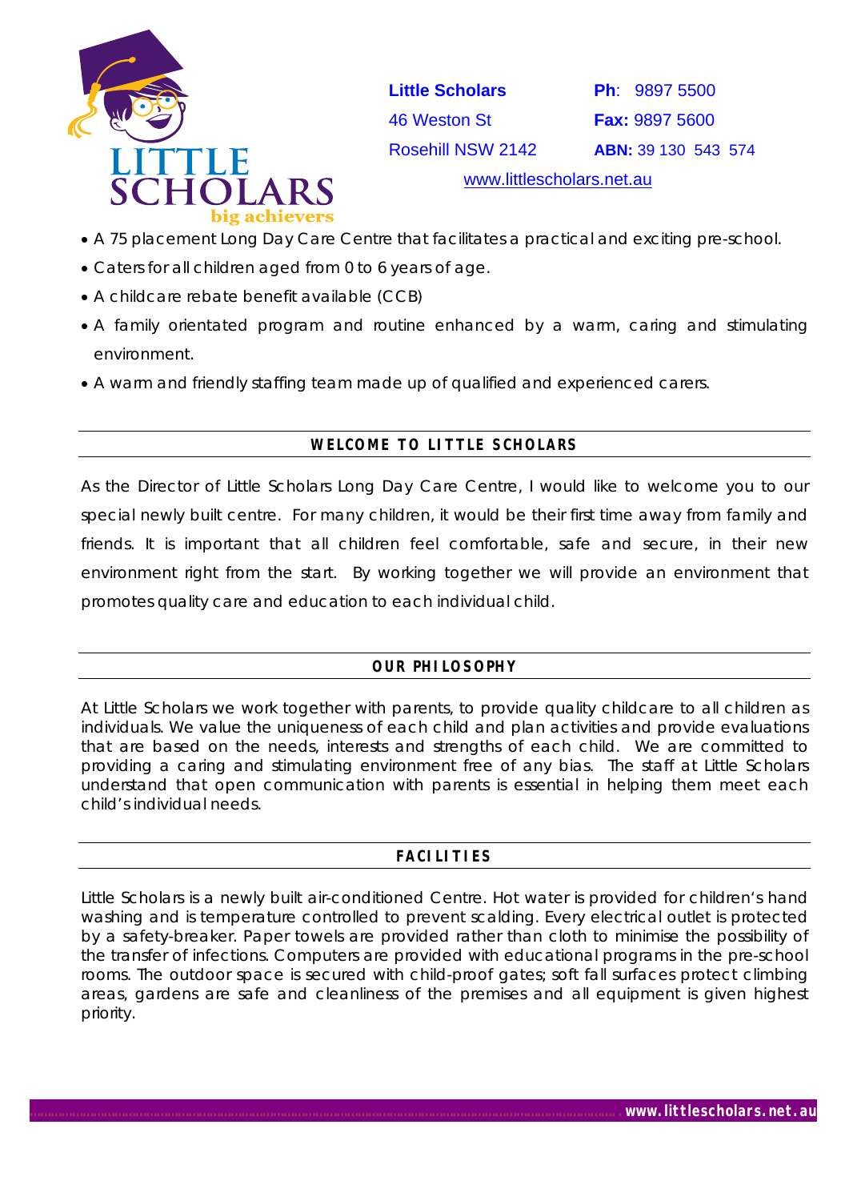**Little Scholars**
46 Weston St
Rosehill NSW 2142

**Ph**: 9897 5500
**Fax:** 9897 5600
**ABN:** 39 130 543 574

www.littlescholars.net.au

- A 75 placement Long Day Care Centre that facilitates a practical and exciting pre-school.
- Caters for all children aged from 0 to 6 years of age.
- A childcare rebate benefit available (CCB)
- A family orientated program and routine enhanced by a warm, caring and stimulating environment.
- A warm and friendly staffing team made up of qualified and experienced carers.

## WELCOME TO LITTLE SCHOLARS

As the Director of Little Scholars Long Day Care Centre, I would like to welcome you to our special newly built centre. For many children, it would be their first time away from family and friends. It is important that all children feel comfortable, safe and secure, in their new environment right from the start. By working together we will provide an environment that promotes quality care and education to each individual child.

## OUR PHILOSOPHY

At Little Scholars we work together with parents, to provide quality childcare to all children as individuals. We value the uniqueness of each child and plan activities and provide evaluations that are based on the needs, interests and strengths of each child. We are committed to providing a caring and stimulating environment free of any bias. The staff at Little Scholars understand that open communication with parents is essential in helping them meet each child's individual needs.

## FACILITIES

Little Scholars is a newly built air-conditioned Centre. Hot water is provided for children's hand washing and is temperature controlled to prevent scalding. Every electrical outlet is protected by a safety-breaker. Paper towels are provided rather than cloth to minimise the possibility of the transfer of infections. Computers are provided with educational programs in the pre-school rooms. The outdoor space is secured with child-proof gates; soft fall surfaces protect climbing areas, gardens are safe and cleanliness of the premises and all equipment is given highest priority.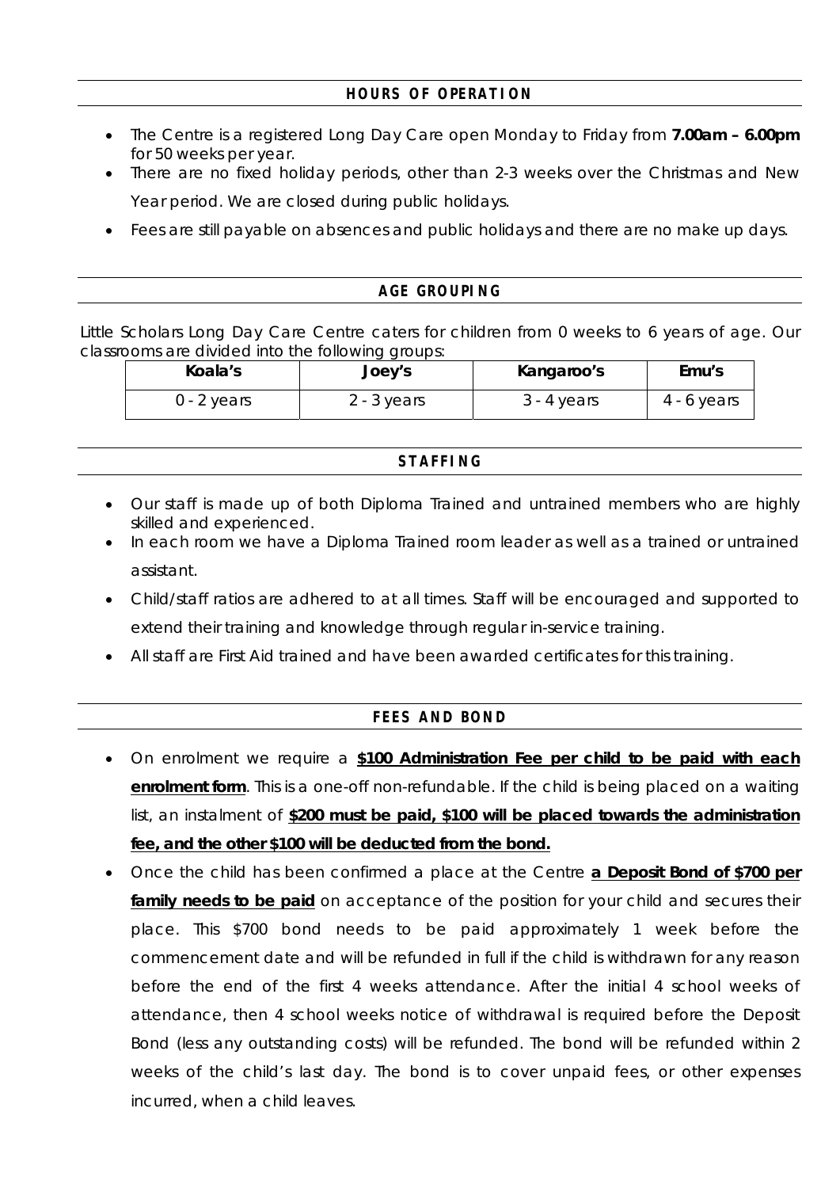## HOURS OF OPERATION

- The Centre is a registered Long Day Care open Monday to Friday from **7.00am – 6.00pm** for 50 weeks per year.
- There are no fixed holiday periods, other than 2-3 weeks over the Christmas and New Year period. We are closed during public holidays.
- Fees are still payable on absences and public holidays and there are no make up days.

## AGE GROUPING

Little Scholars Long Day Care Centre caters for children from 0 weeks to 6 years of age. Our classrooms are divided into the following groups:

| Koala's | Joey's | Kangaroo's | Emu's |
|---|---|---|---|
| 0 - 2 years | 2 - 3 years | 3 - 4 years | 4 - 6 years |

## STAFFING

- Our staff is made up of both Diploma Trained and untrained members who are highly skilled and experienced.
- In each room we have a Diploma Trained room leader as well as a trained or untrained assistant.
- Child/staff ratios are adhered to at all times. Staff will be encouraged and supported to extend their training and knowledge through regular in-service training.
- All staff are First Aid trained and have been awarded certificates for this training.

## FEES AND BOND

- On enrolment we require a **<u>$100 Administration Fee per child to be paid with each enrolment form</u>**. This is a one-off non-refundable. If the child is being placed on a waiting list, an instalment of **<u>$200 must be paid, $100 will be placed towards the administration fee, and the other $100 will be deducted from the bond.</u>**
- Once the child has been confirmed a place at the Centre **<u>a Deposit Bond of $700 per family needs to be paid</u>** on acceptance of the position for your child and secures their place. This $700 bond needs to be paid approximately 1 week before the commencement date and will be refunded in full if the child is withdrawn for any reason before the end of the first 4 weeks attendance. After the initial 4 school weeks of attendance, then 4 school weeks notice of withdrawal is required before the Deposit Bond (less any outstanding costs) will be refunded. The bond will be refunded within 2 weeks of the child's last day. The bond is to cover unpaid fees, or other expenses incurred, when a child leaves.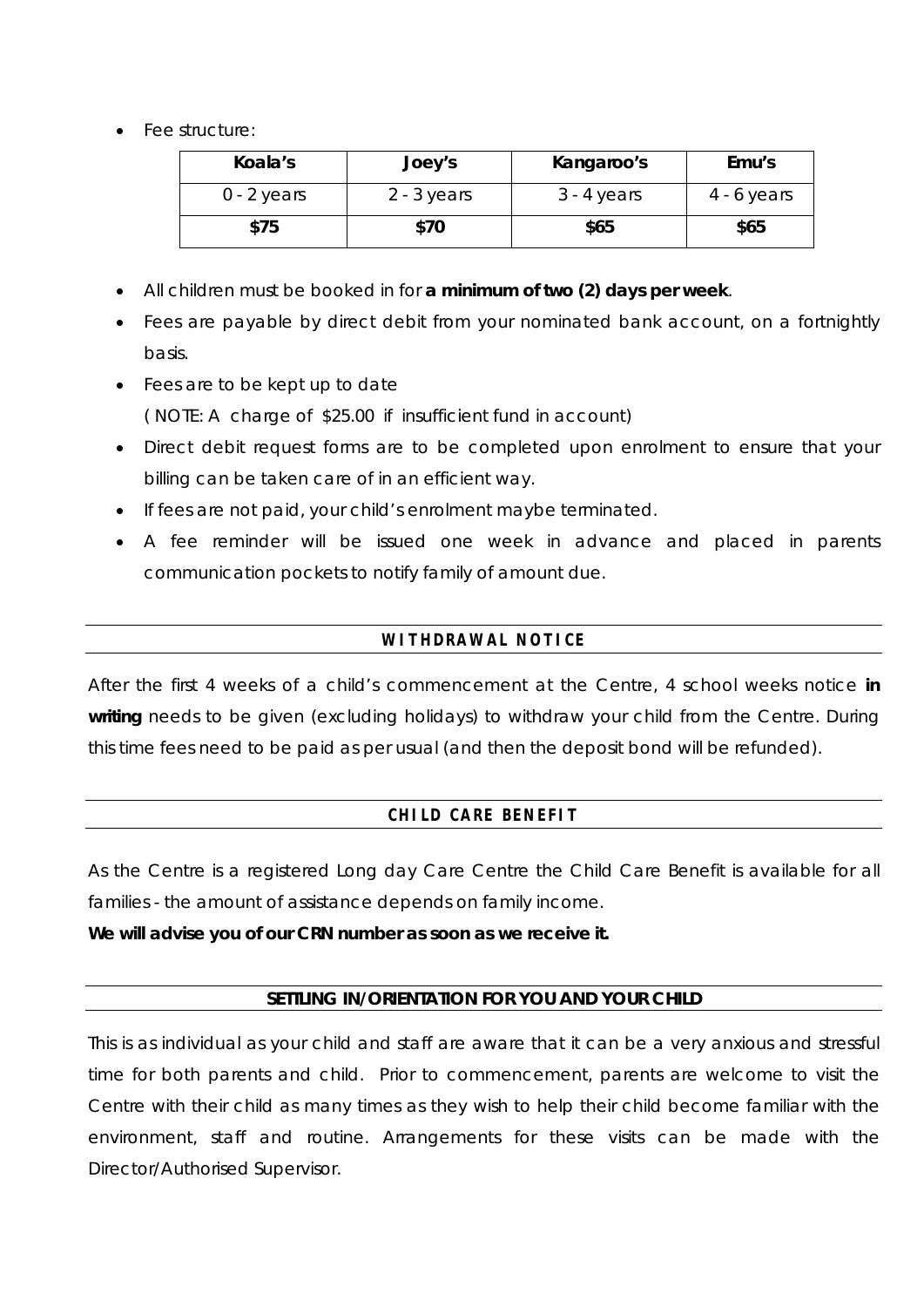- Fee structure:

| Koala's | Joey's | Kangaroo's | Emu's |
|---|---|---|---|
| 0 - 2 years | 2 - 3 years | 3 - 4 years | 4 - 6 years |
| **$75** | **$70** | **$65** | **$65** |

- All children must be booked in for **a minimum of two (2) days per week**.
- Fees are payable by direct debit from your nominated bank account, on a fortnightly basis.
- Fees are to be kept up to date
  ( NOTE: A charge of $25.00 if insufficient fund in account)
- Direct debit request forms are to be completed upon enrolment to ensure that your billing can be taken care of in an efficient way.
- If fees are not paid, your child's enrolment maybe terminated.
- A fee reminder will be issued one week in advance and placed in parents communication pockets to notify family of amount due.

## WITHDRAWAL NOTICE

After the first 4 weeks of a child's commencement at the Centre, 4 school weeks notice **in writing** needs to be given (excluding holidays) to withdraw your child from the Centre. During this time fees need to be paid as per usual (and then the deposit bond will be refunded).

## CHILD CARE BENEFIT

As the Centre is a registered Long day Care Centre the Child Care Benefit is available for all families - the amount of assistance depends on family income.

**We will advise you of our CRN number as soon as we receive it.**

## SETTLING IN/ORIENTATION FOR YOU AND YOUR CHILD

This is as individual as your child and staff are aware that it can be a very anxious and stressful time for both parents and child. Prior to commencement, parents are welcome to visit the Centre with their child as many times as they wish to help their child become familiar with the environment, staff and routine. Arrangements for these visits can be made with the Director/Authorised Supervisor.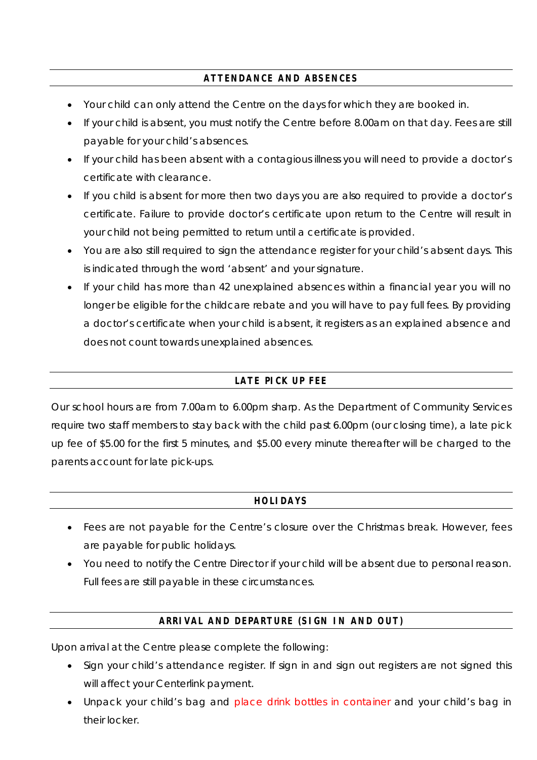## ATTENDANCE AND ABSENCES

- Your child can only attend the Centre on the days for which they are booked in.
- If your child is absent, you must notify the Centre before 8.00am on that day. Fees are still payable for your child's absences.
- If your child has been absent with a contagious illness you will need to provide a doctor's certificate with clearance.
- If you child is absent for more then two days you are also required to provide a doctor's certificate. Failure to provide doctor's certificate upon return to the Centre will result in your child not being permitted to return until a certificate is provided.
- You are also still required to sign the attendance register for your child's absent days. This is indicated through the word 'absent' and your signature.
- If your child has more than 42 unexplained absences within a financial year you will no longer be eligible for the childcare rebate and you will have to pay full fees. By providing a doctor's certificate when your child is absent, it registers as an explained absence and does not count towards unexplained absences.

## LATE PICK UP FEE

Our school hours are from 7.00am to 6.00pm sharp. As the Department of Community Services require two staff members to stay back with the child past 6.00pm (our closing time), a late pick up fee of $5.00 for the first 5 minutes, and $5.00 every minute thereafter will be charged to the parents account for late pick-ups.

## HOLIDAYS

- Fees are not payable for the Centre's closure over the Christmas break. However, fees are payable for public holidays.
- You need to notify the Centre Director if your child will be absent due to personal reason. Full fees are still payable in these circumstances.

## ARRIVAL AND DEPARTURE (SIGN IN AND OUT)

Upon arrival at the Centre please complete the following:

- Sign your child's attendance register. If sign in and sign out registers are not signed this will affect your Centerlink payment.
- Unpack your child's bag and place drink bottles in container and your child's bag in their locker.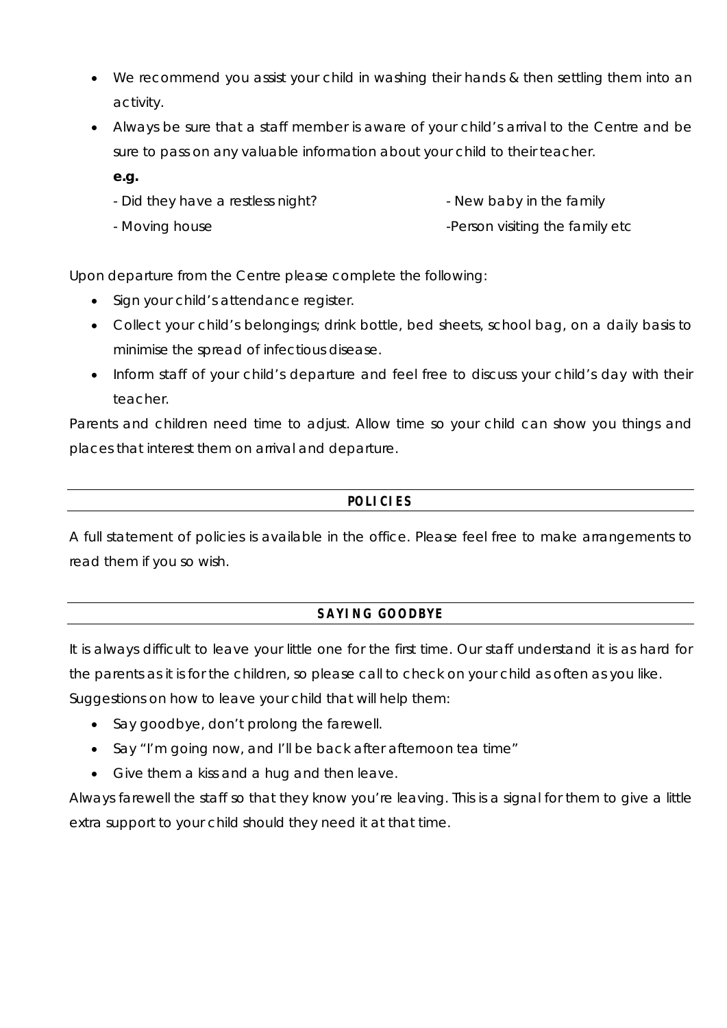- We recommend you assist your child in washing their hands & then settling them into an activity.
- Always be sure that a staff member is aware of your child's arrival to the Centre and be sure to pass on any valuable information about your child to their teacher.

  **e.g.**

  - Did they have a restless night?
  - New baby in the family
  - Moving house
  - Person visiting the family etc

Upon departure from the Centre please complete the following:

- Sign your child's attendance register.
- Collect your child's belongings; drink bottle, bed sheets, school bag, on a daily basis to minimise the spread of infectious disease.
- Inform staff of your child's departure and feel free to discuss your child's day with their teacher.

Parents and children need time to adjust. Allow time so your child can show you things and places that interest them on arrival and departure.

## POLICIES

A full statement of policies is available in the office. Please feel free to make arrangements to read them if you so wish.

## SAYING GOODBYE

It is always difficult to leave your little one for the first time. Our staff understand it is as hard for the parents as it is for the children, so please call to check on your child as often as you like.

Suggestions on how to leave your child that will help them:

- Say goodbye, don't prolong the farewell.
- Say "I'm going now, and I'll be back after afternoon tea time"
- Give them a kiss and a hug and then leave.

Always farewell the staff so that they know you're leaving. This is a signal for them to give a little extra support to your child should they need it at that time.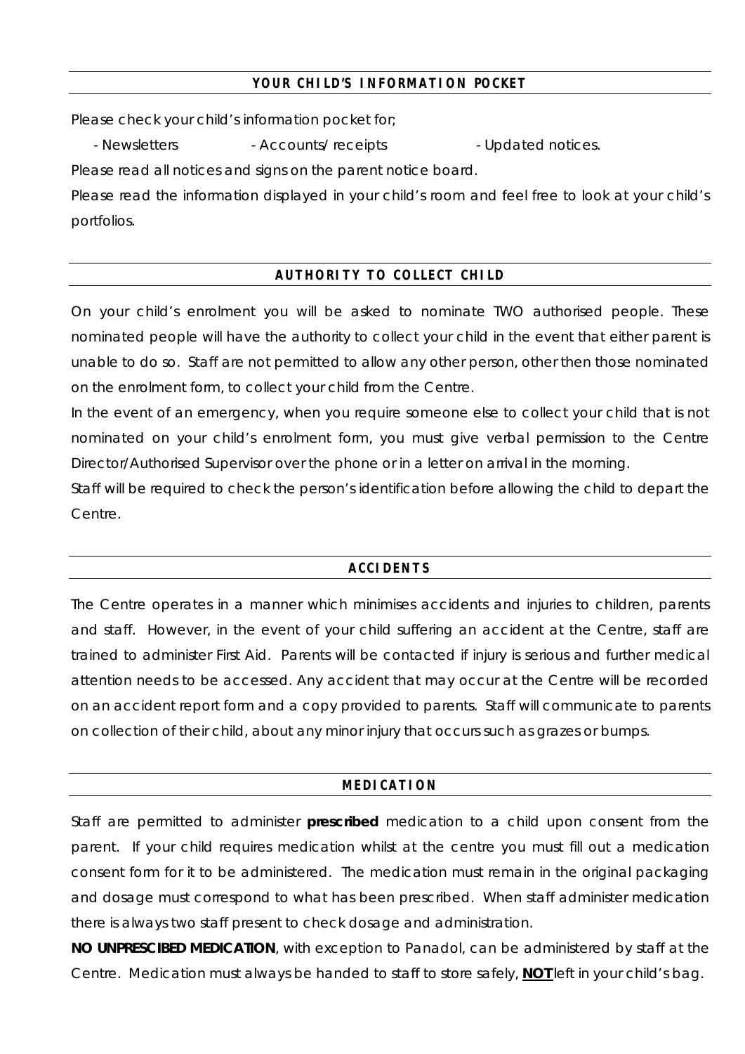## YOUR CHILD'S INFORMATION POCKET

Please check your child's information pocket for;

- Newsletters
- Accounts/ receipts
- Updated notices.

Please read all notices and signs on the parent notice board.

Please read the information displayed in your child's room and feel free to look at your child's portfolios.

## AUTHORITY TO COLLECT CHILD

On your child's enrolment you will be asked to nominate TWO authorised people. These nominated people will have the authority to collect your child in the event that either parent is unable to do so. Staff are not permitted to allow any other person, other then those nominated on the enrolment form, to collect your child from the Centre.

In the event of an emergency, when you require someone else to collect your child that is not nominated on your child's enrolment form, you must give verbal permission to the Centre Director/Authorised Supervisor over the phone or in a letter on arrival in the morning.

Staff will be required to check the person's identification before allowing the child to depart the Centre.

## ACCIDENTS

The Centre operates in a manner which minimises accidents and injuries to children, parents and staff. However, in the event of your child suffering an accident at the Centre, staff are trained to administer First Aid. Parents will be contacted if injury is serious and further medical attention needs to be accessed. Any accident that may occur at the Centre will be recorded on an accident report form and a copy provided to parents. Staff will communicate to parents on collection of their child, about any minor injury that occurs such as grazes or bumps.

## MEDICATION

Staff are permitted to administer **prescribed** medication to a child upon consent from the parent. If your child requires medication whilst at the centre you must fill out a medication consent form for it to be administered. The medication must remain in the original packaging and dosage must correspond to what has been prescribed. When staff administer medication there is always two staff present to check dosage and administration.

**NO UNPRESCIBED MEDICATION**, with exception to Panadol, can be administered by staff at the Centre. Medication must always be handed to staff to store safely, **<u>NOT</u>** left in your child's bag.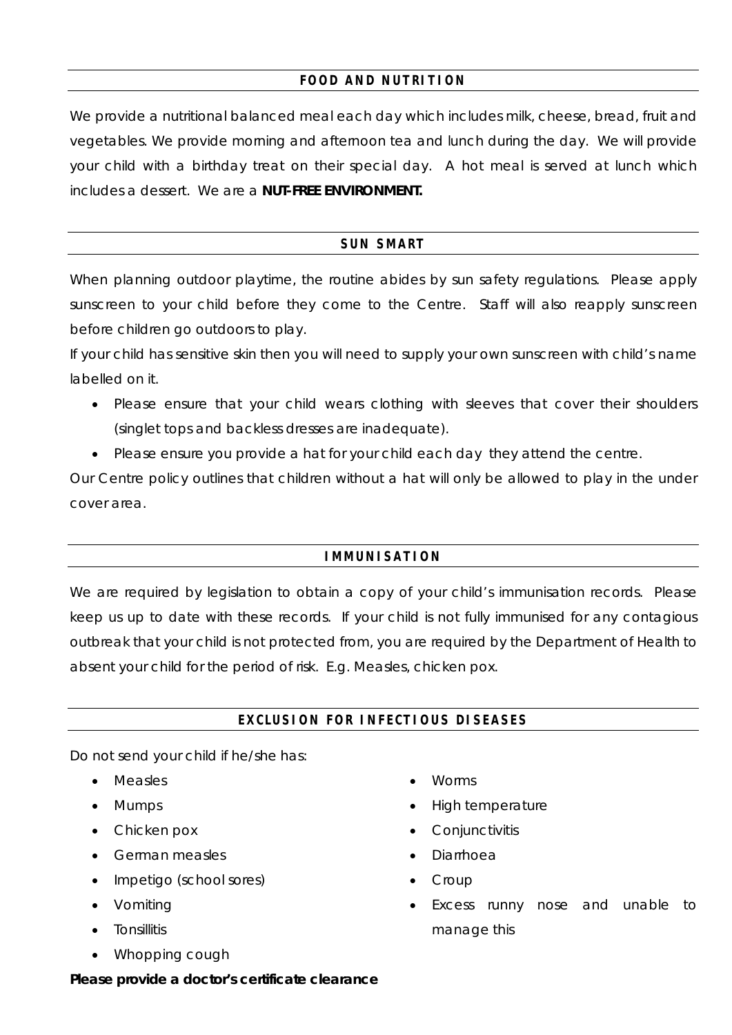## FOOD AND NUTRITION

We provide a nutritional balanced meal each day which includes milk, cheese, bread, fruit and vegetables. We provide morning and afternoon tea and lunch during the day. We will provide your child with a birthday treat on their special day. A hot meal is served at lunch which includes a dessert. We are a **NUT-FREE ENVIRONMENT.**

## SUN SMART

When planning outdoor playtime, the routine abides by sun safety regulations. Please apply sunscreen to your child before they come to the Centre. Staff will also reapply sunscreen before children go outdoors to play.

If your child has sensitive skin then you will need to supply your own sunscreen with child's name labelled on it.

- Please ensure that your child wears clothing with sleeves that cover their shoulders (singlet tops and backless dresses are inadequate).
- Please ensure you provide a hat for your child each day they attend the centre.

Our Centre policy outlines that children without a hat will only be allowed to play in the under cover area.

## IMMUNISATION

We are required by legislation to obtain a copy of your child's immunisation records. Please keep us up to date with these records. If your child is not fully immunised for any contagious outbreak that your child is not protected from, you are required by the Department of Health to absent your child for the period of risk. E.g. Measles, chicken pox.

## EXCLUSION FOR INFECTIOUS DISEASES

Do not send your child if he/she has:

- Measles
- Mumps
- Chicken pox
- German measles
- Impetigo (school sores)
- Vomiting
- Tonsillitis
- Whopping cough
- Worms
- High temperature
- Conjunctivitis
- Diarrhoea
- Croup
- Excess runny nose and unable to manage this

**Please provide a doctor's certificate clearance**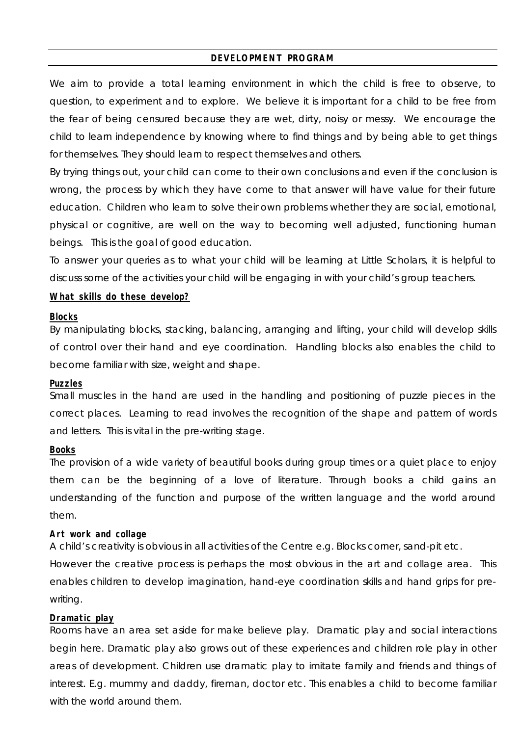## DEVELOPMENT PROGRAM

We aim to provide a total learning environment in which the child is free to observe, to question, to experiment and to explore. We believe it is important for a child to be free from the fear of being censured because they are wet, dirty, noisy or messy. We encourage the child to learn independence by knowing where to find things and by being able to get things for themselves. They should learn to respect themselves and others.

By trying things out, your child can come to their own conclusions and even if the conclusion is wrong, the process by which they have come to that answer will have value for their future education. Children who learn to solve their own problems whether they are social, emotional, physical or cognitive, are well on the way to becoming well adjusted, functioning human beings. This is the goal of good education.

To answer your queries as to what your child will be learning at Little Scholars, it is helpful to discuss some of the activities your child will be engaging in with your child's group teachers.

### What skills do these develop?

**Blocks**

By manipulating blocks, stacking, balancing, arranging and lifting, your child will develop skills of control over their hand and eye coordination. Handling blocks also enables the child to become familiar with size, weight and shape.

**Puzzles**

Small muscles in the hand are used in the handling and positioning of puzzle pieces in the correct places. Learning to read involves the recognition of the shape and pattern of words and letters. This is vital in the pre-writing stage.

**Books**

The provision of a wide variety of beautiful books during group times or a quiet place to enjoy them can be the beginning of a love of literature. Through books a child gains an understanding of the function and purpose of the written language and the world around them.

**Art work and collage**

A child's creativity is obvious in all activities of the Centre e.g. Blocks corner, sand-pit etc.

However the creative process is perhaps the most obvious in the art and collage area. This enables children to develop imagination, hand-eye coordination skills and hand grips for pre-writing.

**Dramatic play**

Rooms have an area set aside for make believe play. Dramatic play and social interactions begin here. Dramatic play also grows out of these experiences and children role play in other areas of development. Children use dramatic play to imitate family and friends and things of interest. E.g. mummy and daddy, fireman, doctor etc. This enables a child to become familiar with the world around them.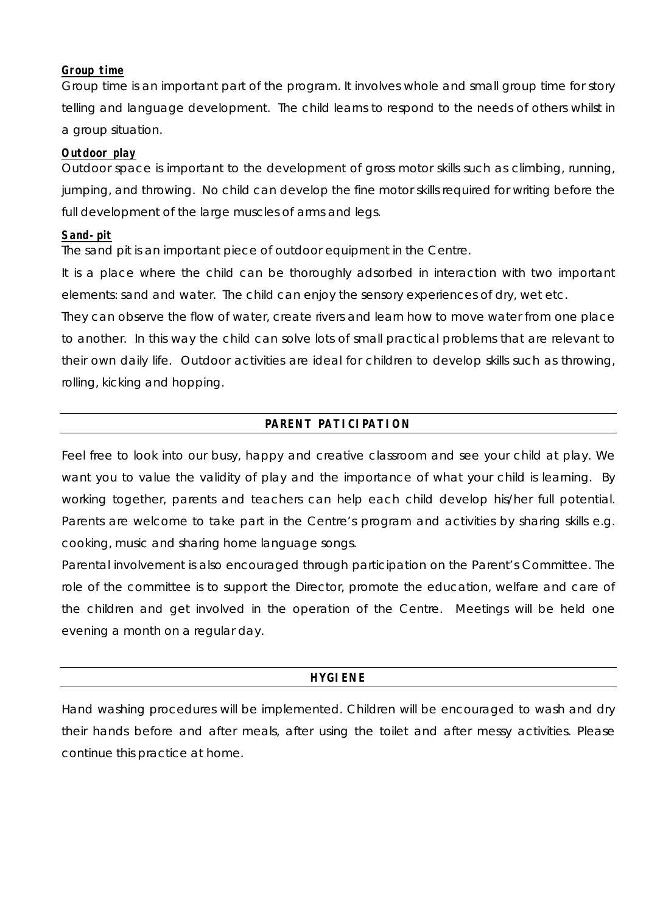**Group time**

Group time is an important part of the program. It involves whole and small group time for story telling and language development. The child learns to respond to the needs of others whilst in a group situation.

**Outdoor play**

Outdoor space is important to the development of gross motor skills such as climbing, running, jumping, and throwing. No child can develop the fine motor skills required for writing before the full development of the large muscles of arms and legs.

**Sand-pit**

The sand pit is an important piece of outdoor equipment in the Centre.

It is a place where the child can be thoroughly adsorbed in interaction with two important elements: sand and water. The child can enjoy the sensory experiences of dry, wet etc.

They can observe the flow of water, create rivers and learn how to move water from one place to another. In this way the child can solve lots of small practical problems that are relevant to their own daily life. Outdoor activities are ideal for children to develop skills such as throwing, rolling, kicking and hopping.

## PARENT PATICIPATION

Feel free to look into our busy, happy and creative classroom and see your child at play. We want you to value the validity of play and the importance of what your child is learning. By working together, parents and teachers can help each child develop his/her full potential. Parents are welcome to take part in the Centre's program and activities by sharing skills e.g. cooking, music and sharing home language songs.

Parental involvement is also encouraged through participation on the Parent's Committee. The role of the committee is to support the Director, promote the education, welfare and care of the children and get involved in the operation of the Centre. Meetings will be held one evening a month on a regular day.

## HYGIENE

Hand washing procedures will be implemented. Children will be encouraged to wash and dry their hands before and after meals, after using the toilet and after messy activities. Please continue this practice at home.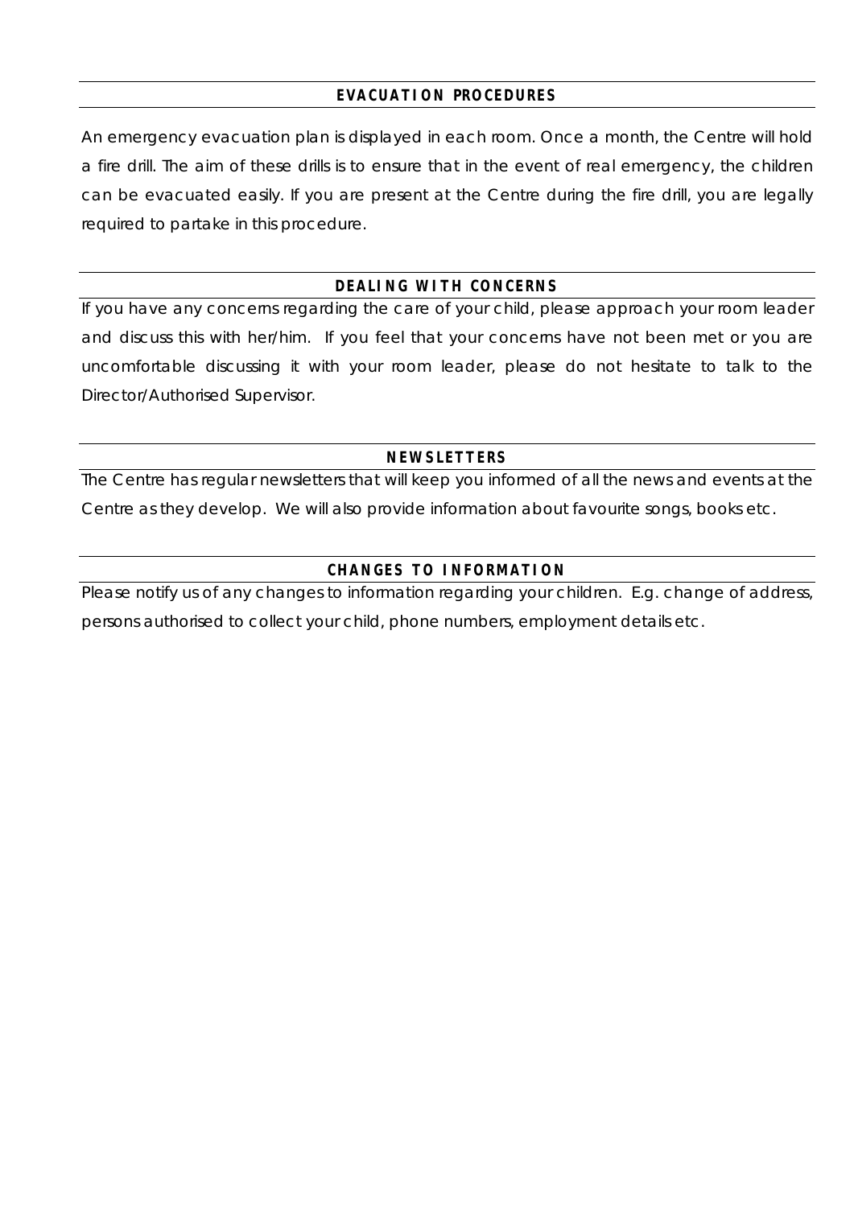## EVACUATION PROCEDURES

An emergency evacuation plan is displayed in each room. Once a month, the Centre will hold a fire drill. The aim of these drills is to ensure that in the event of real emergency, the children can be evacuated easily. If you are present at the Centre during the fire drill, you are legally required to partake in this procedure.

## DEALING WITH CONCERNS

If you have any concerns regarding the care of your child, please approach your room leader and discuss this with her/him. If you feel that your concerns have not been met or you are uncomfortable discussing it with your room leader, please do not hesitate to talk to the Director/Authorised Supervisor.

## NEWSLETTERS

The Centre has regular newsletters that will keep you informed of all the news and events at the Centre as they develop. We will also provide information about favourite songs, books etc.

## CHANGES TO INFORMATION

Please notify us of any changes to information regarding your children. E.g. change of address, persons authorised to collect your child, phone numbers, employment details etc.